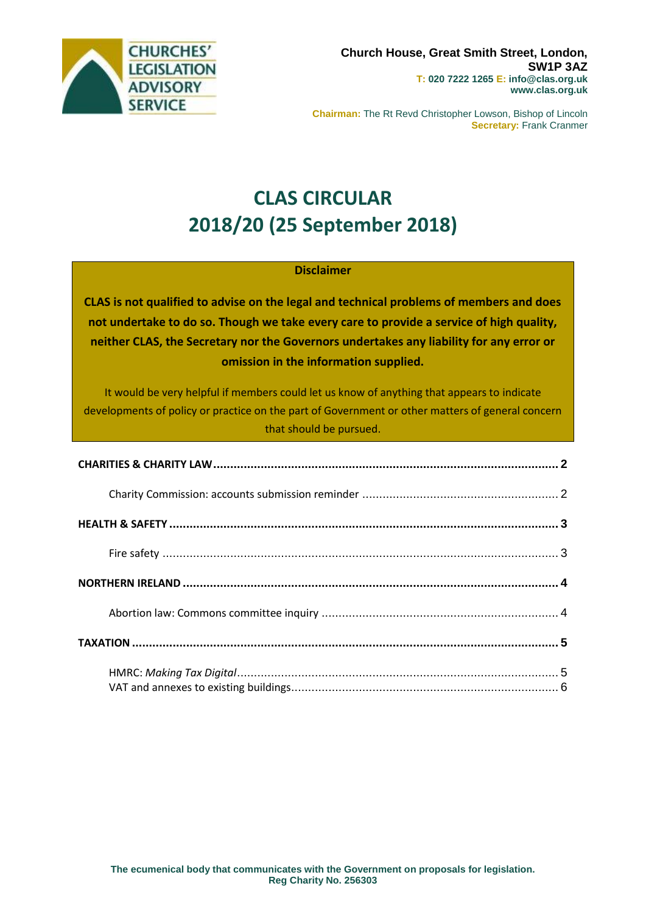CHURCHES' LEGISLATION ADVISORY SERVICE

**Church House, Great Smith Street, London, SW1P 3AZ**
**T: 020 7222 1265 E: info@clas.org.uk**
**www.clas.org.uk**

**Chairman:** The Rt Revd Christopher Lowson, Bishop of Lincoln
**Secretary:** Frank Cranmer

# CLAS CIRCULAR 2018/20 (25 September 2018)

**Disclaimer**

**CLAS is not qualified to advise on the legal and technical problems of members and does not undertake to do so. Though we take every care to provide a service of high quality, neither CLAS, the Secretary nor the Governors undertakes any liability for any error or omission in the information supplied.**

It would be very helpful if members could let us know of anything that appears to indicate developments of policy or practice on the part of Government or other matters of general concern that should be pursued.

**CHARITIES & CHARITY LAW** .......... **2**

Charity Commission: accounts submission reminder .......... 2

**HEALTH & SAFETY** .......... **3**

Fire safety .......... 3

**NORTHERN IRELAND** .......... **4**

Abortion law: Commons committee inquiry .......... 4

**TAXATION** .......... **5**

HMRC: *Making Tax Digital* .......... 5
VAT and annexes to existing buildings .......... 6

**The ecumenical body that communicates with the Government on proposals for legislation.**
**Reg Charity No. 256303**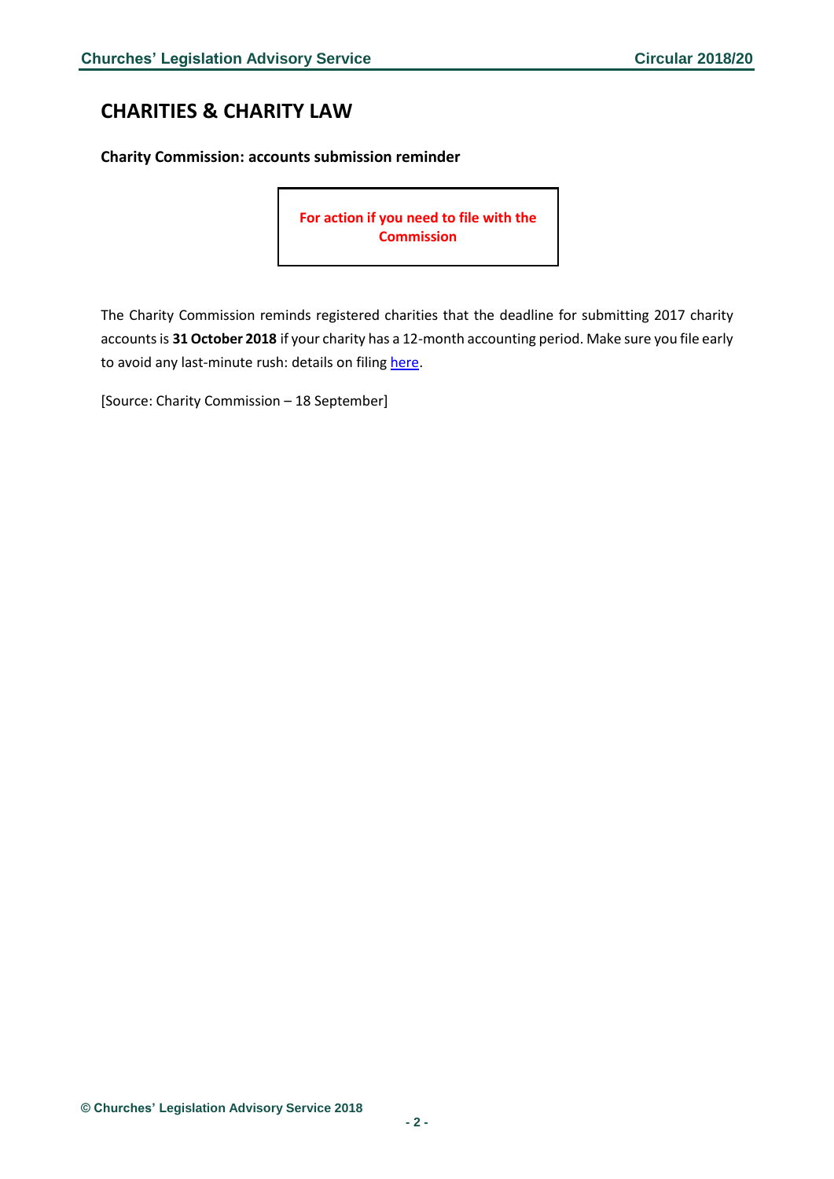## CHARITIES & CHARITY LAW

**Charity Commission: accounts submission reminder**

**For action if you need to file with the Commission**

The Charity Commission reminds registered charities that the deadline for submitting 2017 charity accounts is **31 October 2018** if your charity has a 12-month accounting period. Make sure you file early to avoid any last-minute rush: details on filing here.

[Source: Charity Commission – 18 September]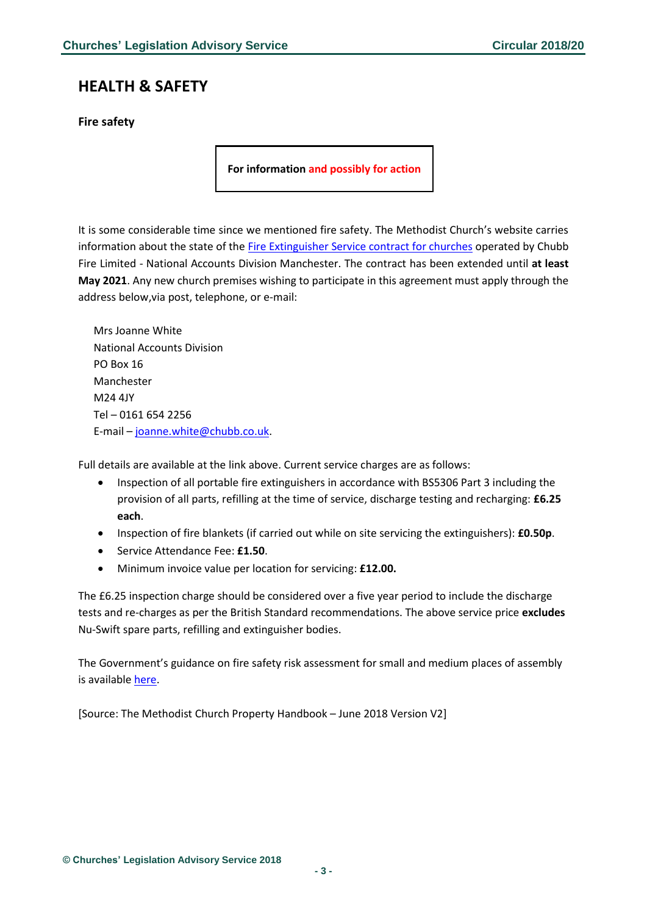## HEALTH & SAFETY

### Fire safety

**For information and possibly for action**

It is some considerable time since we mentioned fire safety. The Methodist Church's website carries information about the state of the Fire Extinguisher Service contract for churches operated by Chubb Fire Limited - National Accounts Division Manchester. The contract has been extended until **at least May 2021**. Any new church premises wishing to participate in this agreement must apply through the address below,via post, telephone, or e-mail:

Mrs Joanne White
National Accounts Division
PO Box 16
Manchester
M24 4JY
Tel – 0161 654 2256
E-mail – joanne.white@chubb.co.uk.

Full details are available at the link above. Current service charges are as follows:

- Inspection of all portable fire extinguishers in accordance with BS5306 Part 3 including the provision of all parts, refilling at the time of service, discharge testing and recharging: **£6.25 each**.
- Inspection of fire blankets (if carried out while on site servicing the extinguishers): **£0.50p**.
- Service Attendance Fee: **£1.50**.
- Minimum invoice value per location for servicing: **£12.00.**

The £6.25 inspection charge should be considered over a five year period to include the discharge tests and re-charges as per the British Standard recommendations. The above service price **excludes** Nu-Swift spare parts, refilling and extinguisher bodies.

The Government's guidance on fire safety risk assessment for small and medium places of assembly is available here.

[Source: The Methodist Church Property Handbook – June 2018 Version V2]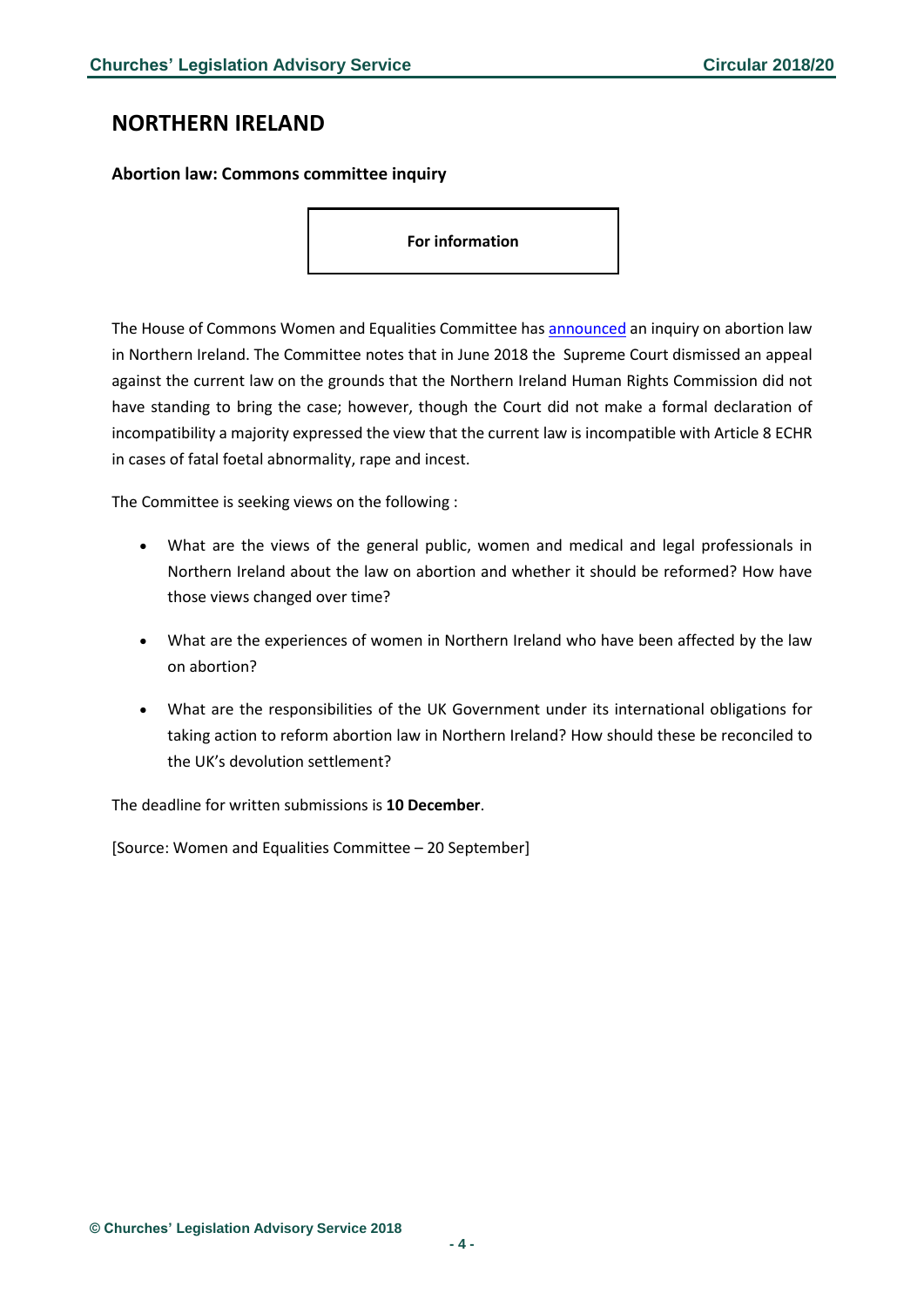## NORTHERN IRELAND

### Abortion law: Commons committee inquiry

**For information**

The House of Commons Women and Equalities Committee has announced an inquiry on abortion law in Northern Ireland. The Committee notes that in June 2018 the Supreme Court dismissed an appeal against the current law on the grounds that the Northern Ireland Human Rights Commission did not have standing to bring the case; however, though the Court did not make a formal declaration of incompatibility a majority expressed the view that the current law is incompatible with Article 8 ECHR in cases of fatal foetal abnormality, rape and incest.

The Committee is seeking views on the following :

- What are the views of the general public, women and medical and legal professionals in Northern Ireland about the law on abortion and whether it should be reformed? How have those views changed over time?
- What are the experiences of women in Northern Ireland who have been affected by the law on abortion?
- What are the responsibilities of the UK Government under its international obligations for taking action to reform abortion law in Northern Ireland? How should these be reconciled to the UK's devolution settlement?

The deadline for written submissions is **10 December**.

[Source: Women and Equalities Committee – 20 September]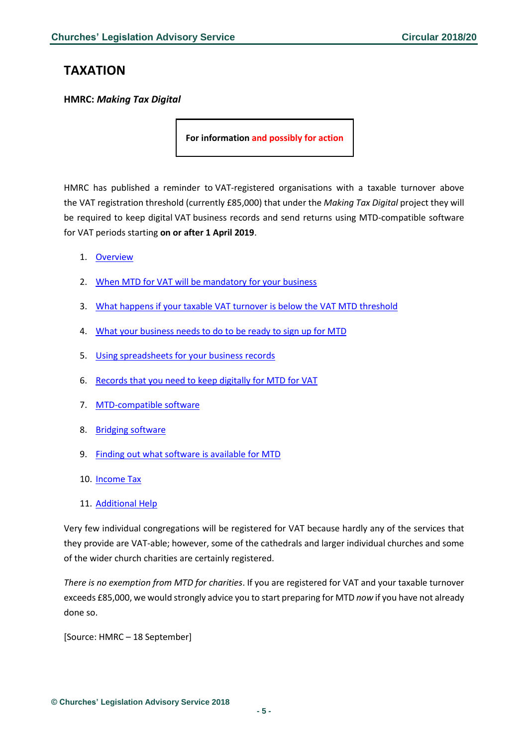# TAXATION

**HMRC: *Making Tax Digital***

**For information and possibly for action**

HMRC has published a reminder to VAT-registered organisations with a taxable turnover above the VAT registration threshold (currently £85,000) that under the *Making Tax Digital* project they will be required to keep digital VAT business records and send returns using MTD-compatible software for VAT periods starting **on or after 1 April 2019**.

1. Overview
2. When MTD for VAT will be mandatory for your business
3. What happens if your taxable VAT turnover is below the VAT MTD threshold
4. What your business needs to do to be ready to sign up for MTD
5. Using spreadsheets for your business records
6. Records that you need to keep digitally for MTD for VAT
7. MTD-compatible software
8. Bridging software
9. Finding out what software is available for MTD
10. Income Tax
11. Additional Help

Very few individual congregations will be registered for VAT because hardly any of the services that they provide are VAT-able; however, some of the cathedrals and larger individual churches and some of the wider church charities are certainly registered.

*There is no exemption from MTD for charities*. If you are registered for VAT and your taxable turnover exceeds £85,000, we would strongly advice you to start preparing for MTD *now* if you have not already done so.

[Source: HMRC – 18 September]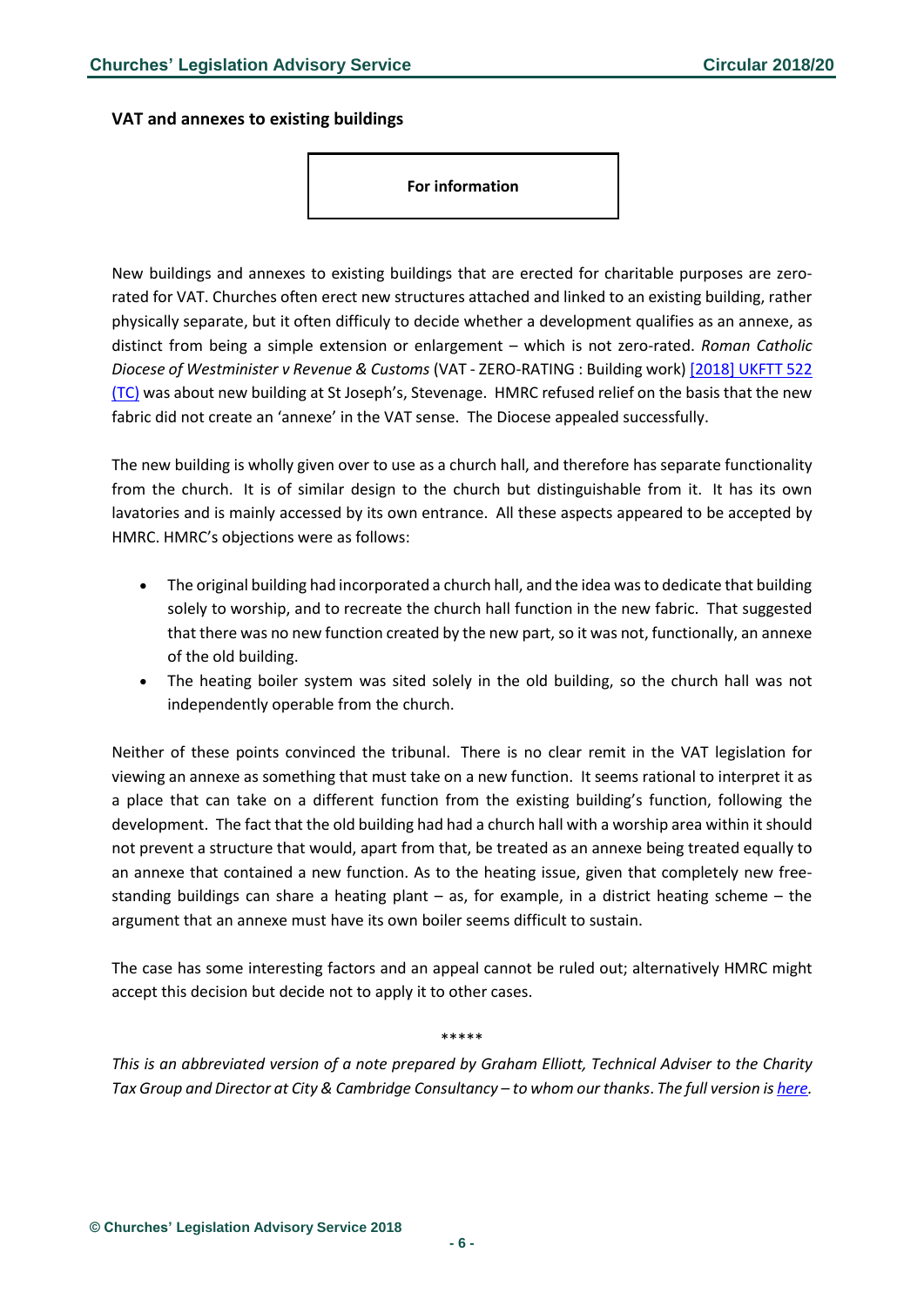### VAT and annexes to existing buildings

**For information**

New buildings and annexes to existing buildings that are erected for charitable purposes are zero-rated for VAT. Churches often erect new structures attached and linked to an existing building, rather physically separate, but it often difficuly to decide whether a development qualifies as an annexe, as distinct from being a simple extension or enlargement – which is not zero-rated. *Roman Catholic Diocese of Westminister v Revenue & Customs* (VAT - ZERO-RATING : Building work) [2018] UKFTT 522 (TC) was about new building at St Joseph's, Stevenage. HMRC refused relief on the basis that the new fabric did not create an 'annexe' in the VAT sense. The Diocese appealed successfully.

The new building is wholly given over to use as a church hall, and therefore has separate functionality from the church. It is of similar design to the church but distinguishable from it. It has its own lavatories and is mainly accessed by its own entrance. All these aspects appeared to be accepted by HMRC. HMRC's objections were as follows:

- The original building had incorporated a church hall, and the idea was to dedicate that building solely to worship, and to recreate the church hall function in the new fabric. That suggested that there was no new function created by the new part, so it was not, functionally, an annexe of the old building.
- The heating boiler system was sited solely in the old building, so the church hall was not independently operable from the church.

Neither of these points convinced the tribunal. There is no clear remit in the VAT legislation for viewing an annexe as something that must take on a new function. It seems rational to interpret it as a place that can take on a different function from the existing building's function, following the development. The fact that the old building had had a church hall with a worship area within it should not prevent a structure that would, apart from that, be treated as an annexe being treated equally to an annexe that contained a new function. As to the heating issue, given that completely new free-standing buildings can share a heating plant – as, for example, in a district heating scheme – the argument that an annexe must have its own boiler seems difficult to sustain.

The case has some interesting factors and an appeal cannot be ruled out; alternatively HMRC might accept this decision but decide not to apply it to other cases.

*****

*This is an abbreviated version of a note prepared by Graham Elliott, Technical Adviser to the Charity Tax Group and Director at City & Cambridge Consultancy – to whom our thanks. The full version is here.*